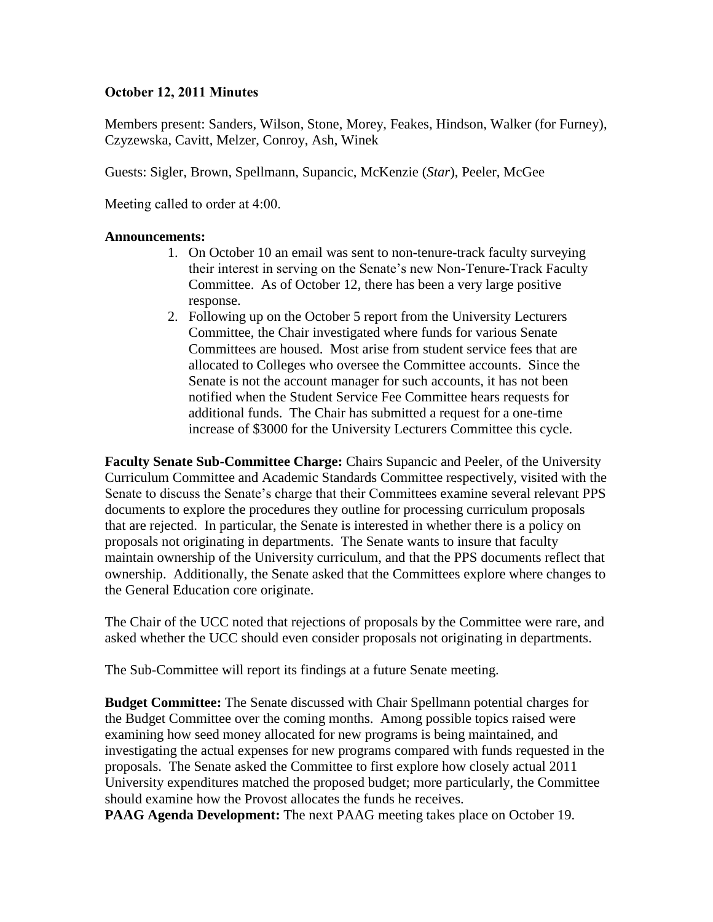**October 12, 2011 Minutes**

Members present: Sanders, Wilson, Stone, Morey, Feakes, Hindson, Walker (for Furney), Czyzewska, Cavitt, Melzer, Conroy, Ash, Winek

Guests: Sigler, Brown, Spellmann, Supancic, McKenzie (*Star*), Peeler, McGee

Meeting called to order at 4:00.

**Announcements:**

1. On October 10 an email was sent to non-tenure-track faculty surveying their interest in serving on the Senate's new Non-Tenure-Track Faculty Committee. As of October 12, there has been a very large positive response.
2. Following up on the October 5 report from the University Lecturers Committee, the Chair investigated where funds for various Senate Committees are housed. Most arise from student service fees that are allocated to Colleges who oversee the Committee accounts. Since the Senate is not the account manager for such accounts, it has not been notified when the Student Service Fee Committee hears requests for additional funds. The Chair has submitted a request for a one-time increase of $3000 for the University Lecturers Committee this cycle.

**Faculty Senate Sub-Committee Charge:** Chairs Supancic and Peeler, of the University Curriculum Committee and Academic Standards Committee respectively, visited with the Senate to discuss the Senate's charge that their Committees examine several relevant PPS documents to explore the procedures they outline for processing curriculum proposals that are rejected. In particular, the Senate is interested in whether there is a policy on proposals not originating in departments. The Senate wants to insure that faculty maintain ownership of the University curriculum, and that the PPS documents reflect that ownership. Additionally, the Senate asked that the Committees explore where changes to the General Education core originate.

The Chair of the UCC noted that rejections of proposals by the Committee were rare, and asked whether the UCC should even consider proposals not originating in departments.

The Sub-Committee will report its findings at a future Senate meeting.

**Budget Committee:** The Senate discussed with Chair Spellmann potential charges for the Budget Committee over the coming months. Among possible topics raised were examining how seed money allocated for new programs is being maintained, and investigating the actual expenses for new programs compared with funds requested in the proposals. The Senate asked the Committee to first explore how closely actual 2011 University expenditures matched the proposed budget; more particularly, the Committee should examine how the Provost allocates the funds he receives.

**PAAG Agenda Development:** The next PAAG meeting takes place on October 19.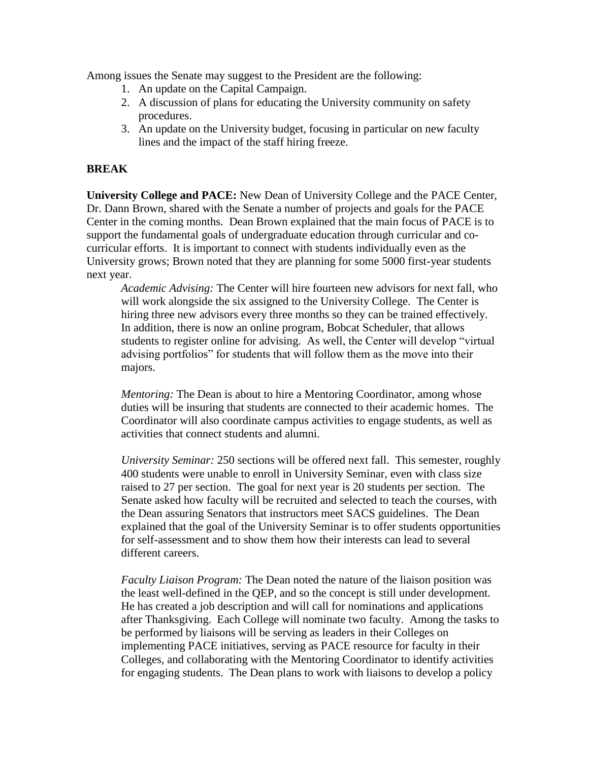Among issues the Senate may suggest to the President are the following:

1. An update on the Capital Campaign.
2. A discussion of plans for educating the University community on safety procedures.
3. An update on the University budget, focusing in particular on new faculty lines and the impact of the staff hiring freeze.

**BREAK**

**University College and PACE:** New Dean of University College and the PACE Center, Dr. Dann Brown, shared with the Senate a number of projects and goals for the PACE Center in the coming months. Dean Brown explained that the main focus of PACE is to support the fundamental goals of undergraduate education through curricular and co-curricular efforts. It is important to connect with students individually even as the University grows; Brown noted that they are planning for some 5000 first-year students next year.

> *Academic Advising:* The Center will hire fourteen new advisors for next fall, who will work alongside the six assigned to the University College. The Center is hiring three new advisors every three months so they can be trained effectively. In addition, there is now an online program, Bobcat Scheduler, that allows students to register online for advising. As well, the Center will develop "virtual advising portfolios" for students that will follow them as the move into their majors.
>
> *Mentoring:* The Dean is about to hire a Mentoring Coordinator, among whose duties will be insuring that students are connected to their academic homes. The Coordinator will also coordinate campus activities to engage students, as well as activities that connect students and alumni.
>
> *University Seminar:* 250 sections will be offered next fall. This semester, roughly 400 students were unable to enroll in University Seminar, even with class size raised to 27 per section. The goal for next year is 20 students per section. The Senate asked how faculty will be recruited and selected to teach the courses, with the Dean assuring Senators that instructors meet SACS guidelines. The Dean explained that the goal of the University Seminar is to offer students opportunities for self-assessment and to show them how their interests can lead to several different careers.
>
> *Faculty Liaison Program:* The Dean noted the nature of the liaison position was the least well-defined in the QEP, and so the concept is still under development. He has created a job description and will call for nominations and applications after Thanksgiving. Each College will nominate two faculty. Among the tasks to be performed by liaisons will be serving as leaders in their Colleges on implementing PACE initiatives, serving as PACE resource for faculty in their Colleges, and collaborating with the Mentoring Coordinator to identify activities for engaging students. The Dean plans to work with liaisons to develop a policy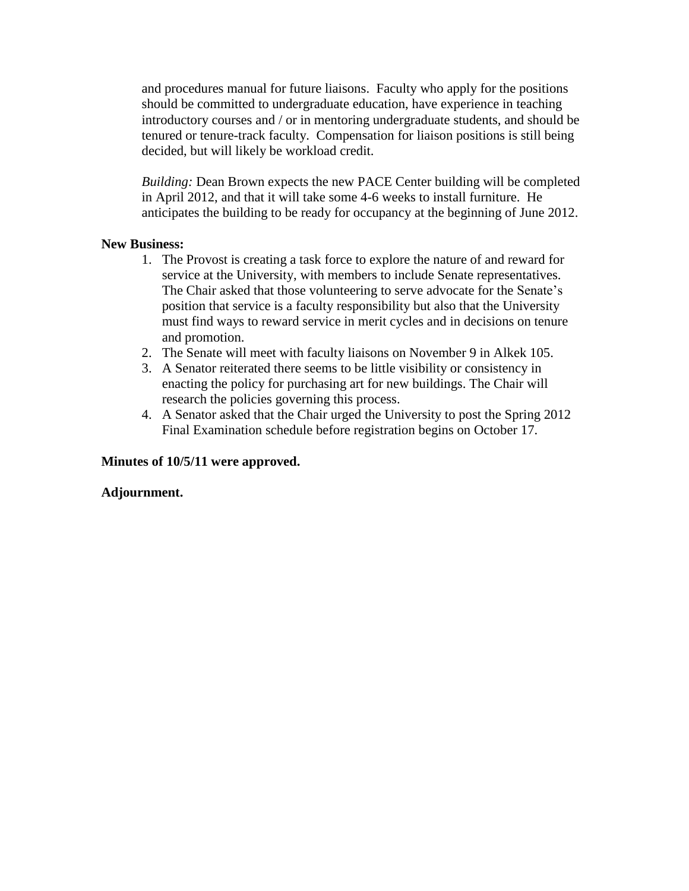and procedures manual for future liaisons. Faculty who apply for the positions should be committed to undergraduate education, have experience in teaching introductory courses and / or in mentoring undergraduate students, and should be tenured or tenure-track faculty. Compensation for liaison positions is still being decided, but will likely be workload credit.

*Building:* Dean Brown expects the new PACE Center building will be completed in April 2012, and that it will take some 4-6 weeks to install furniture. He anticipates the building to be ready for occupancy at the beginning of June 2012.

**New Business:**

1. The Provost is creating a task force to explore the nature of and reward for service at the University, with members to include Senate representatives. The Chair asked that those volunteering to serve advocate for the Senate's position that service is a faculty responsibility but also that the University must find ways to reward service in merit cycles and in decisions on tenure and promotion.
2. The Senate will meet with faculty liaisons on November 9 in Alkek 105.
3. A Senator reiterated there seems to be little visibility or consistency in enacting the policy for purchasing art for new buildings. The Chair will research the policies governing this process.
4. A Senator asked that the Chair urged the University to post the Spring 2012 Final Examination schedule before registration begins on October 17.

**Minutes of 10/5/11 were approved.**

**Adjournment.**